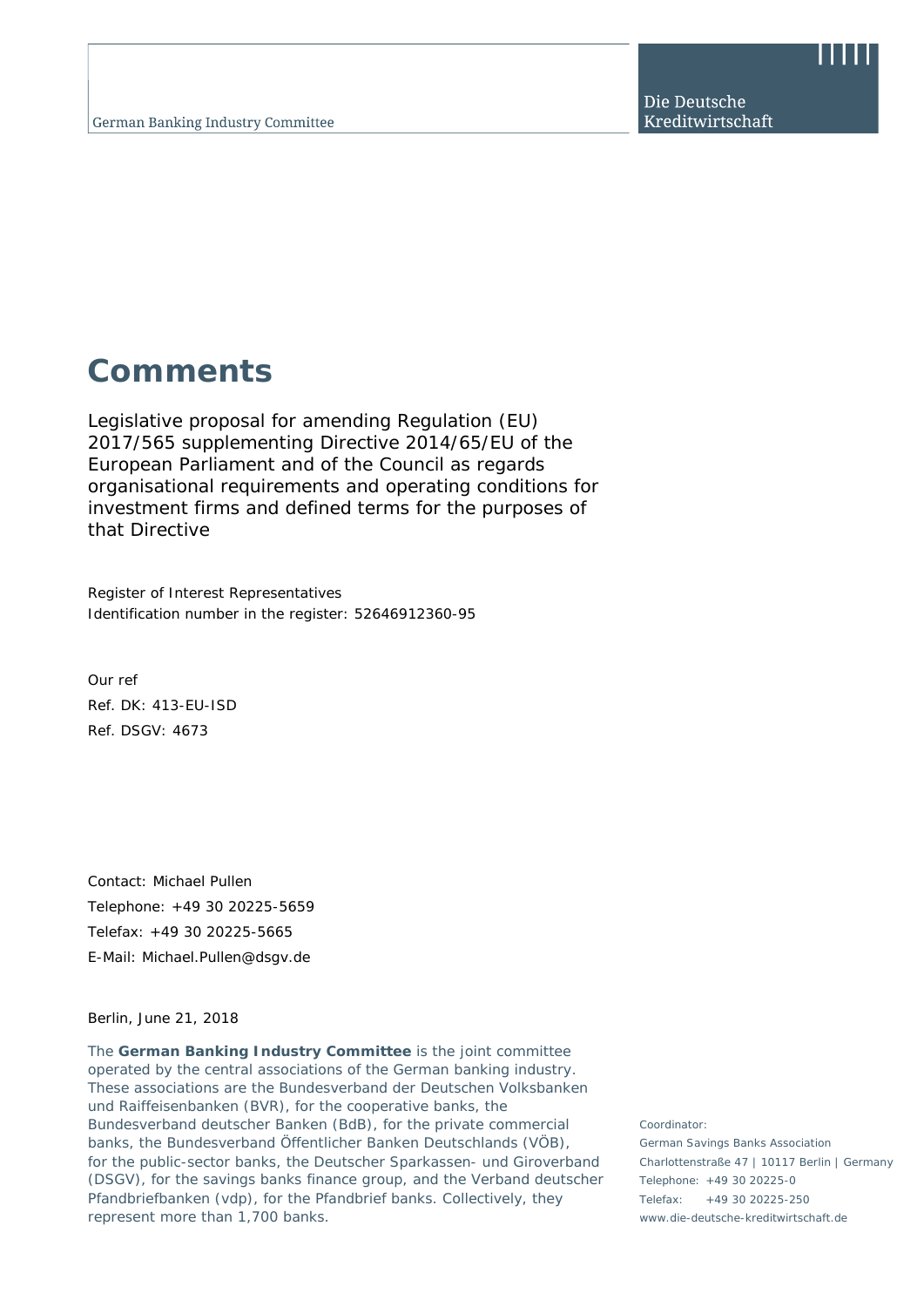German Banking Industry Committee

Die Deutsche Kreditwirtschaft

# Comments

Legislative proposal for amending Regulation (EU) 2017/565 supplementing Directive 2014/65/EU of the European Parliament and of the Council as regards organisational requirements and operating conditions for investment firms and defined terms for the purposes of that Directive

Register of Interest Representatives
Identification number in the register: 52646912360-95

Our ref
Ref. DK: 413-EU-ISD
Ref. DSGV: 4673

Contact: Michael Pullen
Telephone: +49 30 20225-5659
Telefax: +49 30 20225-5665
E-Mail: Michael.Pullen@dsgv.de

Berlin, June 21, 2018

The **German Banking Industry Committee** is the joint committee operated by the central associations of the German banking industry. These associations are the Bundesverband der Deutschen Volksbanken und Raiffeisenbanken (BVR), for the cooperative banks, the Bundesverband deutscher Banken (BdB), for the private commercial banks, the Bundesverband Öffentlicher Banken Deutschlands (VÖB), for the public-sector banks, the Deutscher Sparkassen- und Giroverband (DSGV), for the savings banks finance group, and the Verband deutscher Pfandbriefbanken (vdp), for the Pfandbrief banks. Collectively, they represent more than 1,700 banks.

Coordinator:
German Savings Banks Association
Charlottenstraße 47 | 10117 Berlin | Germany
Telephone: +49 30 20225-0
Telefax: +49 30 20225-250
www.die-deutsche-kreditwirtschaft.de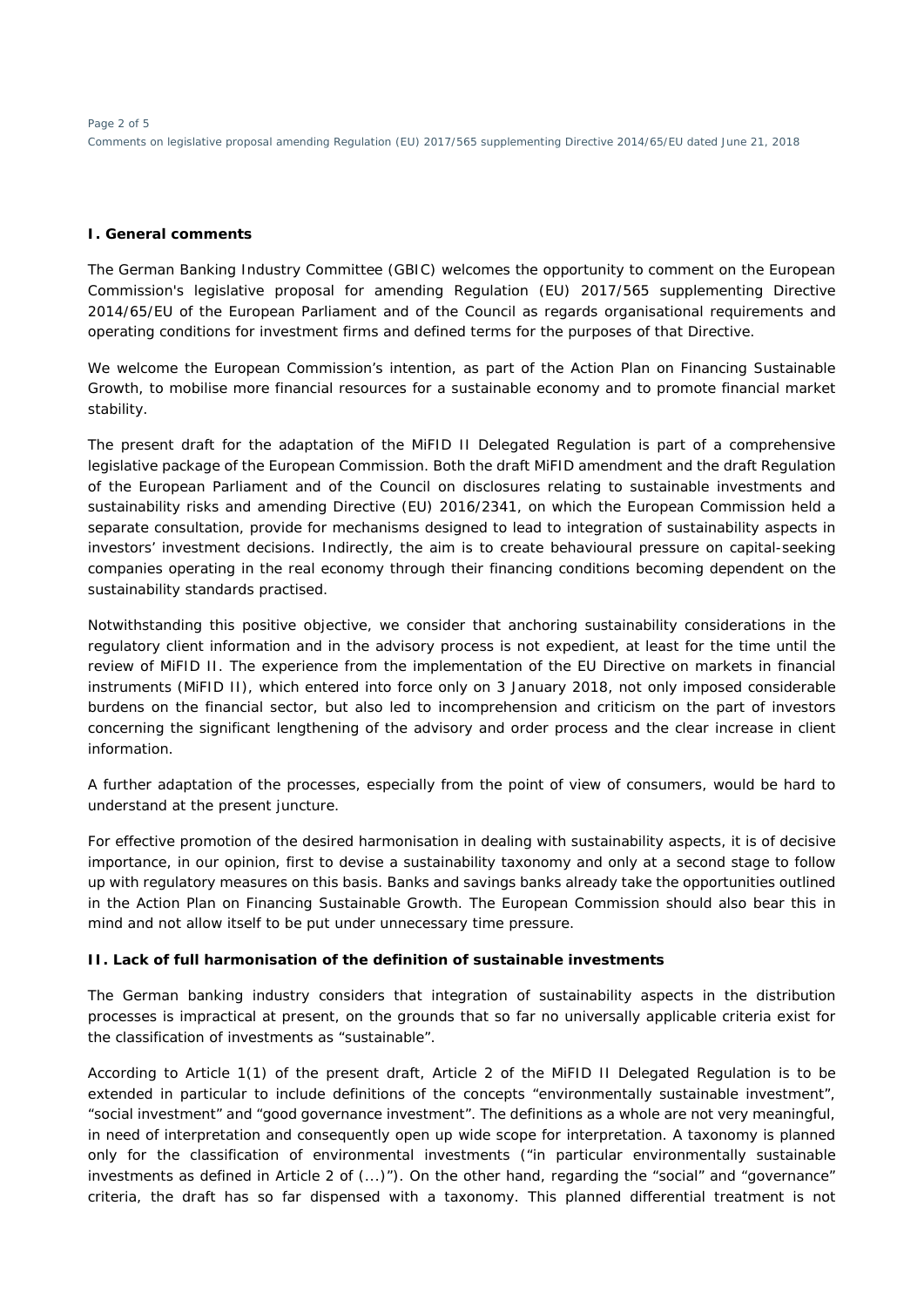## I. General comments

The German Banking Industry Committee (GBIC) welcomes the opportunity to comment on the European Commission's legislative proposal for amending Regulation (EU) 2017/565 supplementing Directive 2014/65/EU of the European Parliament and of the Council as regards organisational requirements and operating conditions for investment firms and defined terms for the purposes of that Directive.

We welcome the European Commission's intention, as part of the Action Plan on Financing Sustainable Growth, to mobilise more financial resources for a sustainable economy and to promote financial market stability.

The present draft for the adaptation of the MiFID II Delegated Regulation is part of a comprehensive legislative package of the European Commission. Both the draft MiFID amendment and the draft Regulation of the European Parliament and of the Council on disclosures relating to sustainable investments and sustainability risks and amending Directive (EU) 2016/2341, on which the European Commission held a separate consultation, provide for mechanisms designed to lead to integration of sustainability aspects in investors' investment decisions. Indirectly, the aim is to create behavioural pressure on capital-seeking companies operating in the real economy through their financing conditions becoming dependent on the sustainability standards practised.

Notwithstanding this positive objective, we consider that anchoring sustainability considerations in the regulatory client information and in the advisory process is not expedient, at least for the time until the review of MiFID II. The experience from the implementation of the EU Directive on markets in financial instruments (MiFID II), which entered into force only on 3 January 2018, not only imposed considerable burdens on the financial sector, but also led to incomprehension and criticism on the part of investors concerning the significant lengthening of the advisory and order process and the clear increase in client information.

A further adaptation of the processes, especially from the point of view of consumers, would be hard to understand at the present juncture.

For effective promotion of the desired harmonisation in dealing with sustainability aspects, it is of decisive importance, in our opinion, first to devise a sustainability taxonomy and only at a second stage to follow up with regulatory measures on this basis. Banks and savings banks already take the opportunities outlined in the Action Plan on Financing Sustainable Growth. The European Commission should also bear this in mind and not allow itself to be put under unnecessary time pressure.

## II. Lack of full harmonisation of the definition of sustainable investments

The German banking industry considers that integration of sustainability aspects in the distribution processes is impractical at present, on the grounds that so far no universally applicable criteria exist for the classification of investments as "sustainable".

According to Article 1(1) of the present draft, Article 2 of the MiFID II Delegated Regulation is to be extended in particular to include definitions of the concepts "environmentally sustainable investment", "social investment" and "good governance investment". The definitions as a whole are not very meaningful, in need of interpretation and consequently open up wide scope for interpretation. A taxonomy is planned only for the classification of environmental investments ("in particular environmentally sustainable investments as defined in Article 2 of (...)"). On the other hand, regarding the "social" and "governance" criteria, the draft has so far dispensed with a taxonomy. This planned differential treatment is not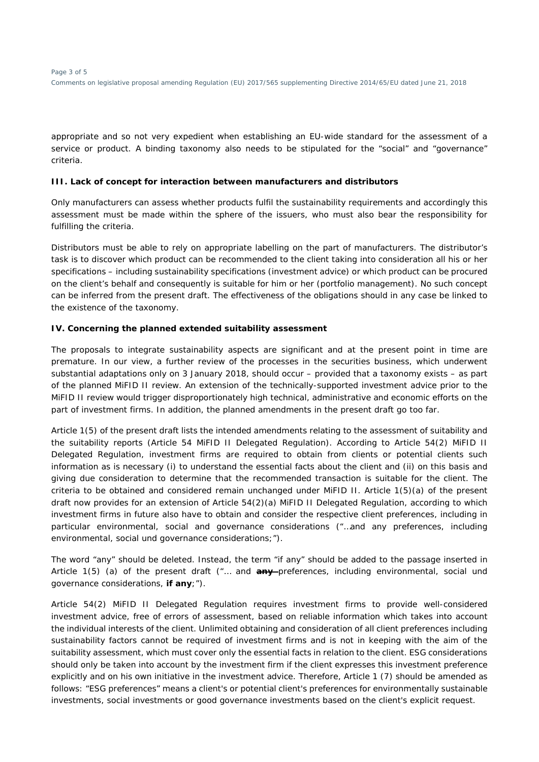appropriate and so not very expedient when establishing an EU-wide standard for the assessment of a service or product. A binding taxonomy also needs to be stipulated for the "social" and "governance" criteria.

**III. Lack of concept for interaction between manufacturers and distributors**

Only manufacturers can assess whether products fulfil the sustainability requirements and accordingly this assessment must be made within the sphere of the issuers, who must also bear the responsibility for fulfilling the criteria.

Distributors must be able to rely on appropriate labelling on the part of manufacturers. The distributor's task is to discover which product can be recommended to the client taking into consideration all his or her specifications – including sustainability specifications (investment advice) or which product can be procured on the client's behalf and consequently is suitable for him or her (portfolio management). No such concept can be inferred from the present draft. The effectiveness of the obligations should in any case be linked to the existence of the taxonomy.

**IV. Concerning the planned extended suitability assessment**

The proposals to integrate sustainability aspects are significant and at the present point in time are premature. In our view, a further review of the processes in the securities business, which underwent substantial adaptations only on 3 January 2018, should occur – provided that a taxonomy exists – as part of the planned MiFID II review. An extension of the technically-supported investment advice prior to the MiFID II review would trigger disproportionately high technical, administrative and economic efforts on the part of investment firms. In addition, the planned amendments in the present draft go too far.

Article 1(5) of the present draft lists the intended amendments relating to the assessment of suitability and the suitability reports (Article 54 MiFID II Delegated Regulation). According to Article 54(2) MiFID II Delegated Regulation, investment firms are required to obtain from clients or potential clients such information as is necessary (i) to understand the essential facts about the client and (ii) on this basis and giving due consideration to determine that the recommended transaction is suitable for the client. The criteria to be obtained and considered remain unchanged under MiFID II. Article 1(5)(a) of the present draft now provides for an extension of Article 54(2)(a) MiFID II Delegated Regulation, according to which investment firms in future also have to obtain and consider the respective client preferences, including in particular environmental, social and governance considerations ("…and any preferences, including environmental, social und governance considerations;").

The word "any" should be deleted. Instead, the term "if any" should be added to the passage inserted in Article 1(5) (a) of the present draft ("… and ~~**any**~~ preferences, including environmental, social und governance considerations, **if any**;").

Article 54(2) MiFID II Delegated Regulation requires investment firms to provide well-considered investment advice, free of errors of assessment, based on reliable information which takes into account the individual interests of the client. Unlimited obtaining and consideration of all client preferences including sustainability factors cannot be required of investment firms and is not in keeping with the aim of the suitability assessment, which must cover only the essential facts in relation to the client. ESG considerations should only be taken into account by the investment firm if the client expresses this investment preference explicitly and on his own initiative in the investment advice. Therefore, Article 1 (7) should be amended as follows: "ESG preferences" means a client's or potential client's preferences for environmentally sustainable investments, social investments or good governance investments based on the client's explicit request.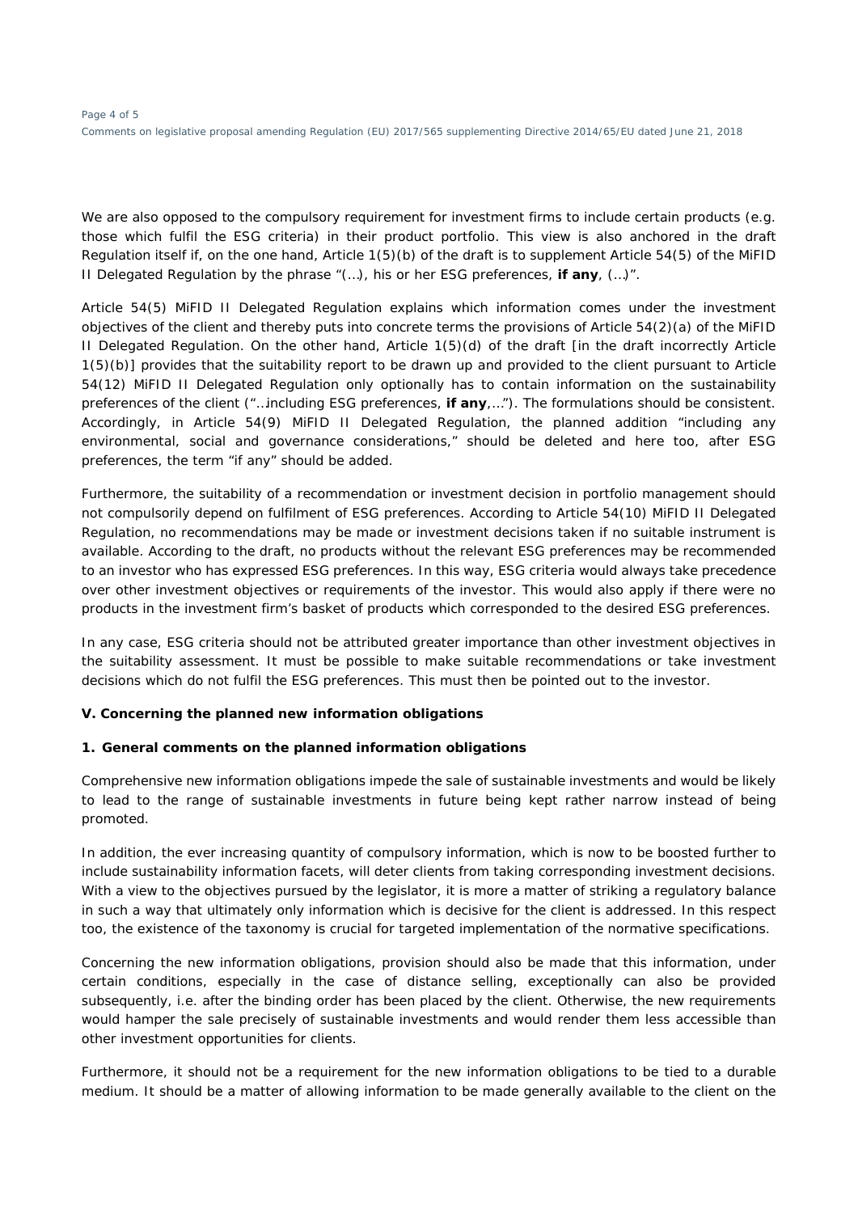We are also opposed to the compulsory requirement for investment firms to include certain products (e.g. those which fulfil the ESG criteria) in their product portfolio. This view is also anchored in the draft Regulation itself if, on the one hand, Article 1(5)(b) of the draft is to supplement Article 54(5) of the MiFID II Delegated Regulation by the phrase "(…), his or her ESG preferences, **if any**, (…)".

Article 54(5) MiFID II Delegated Regulation explains which information comes under the investment objectives of the client and thereby puts into concrete terms the provisions of Article 54(2)(a) of the MiFID II Delegated Regulation. On the other hand, Article 1(5)(d) of the draft [in the draft incorrectly Article 1(5)(b)] provides that the suitability report to be drawn up and provided to the client pursuant to Article 54(12) MiFID II Delegated Regulation only optionally has to contain information on the sustainability preferences of the client ("…including ESG preferences, **if any**,…"). The formulations should be consistent. Accordingly, in Article 54(9) MiFID II Delegated Regulation, the planned addition "including any environmental, social and governance considerations," should be deleted and here too, after ESG preferences, the term "if any" should be added.

Furthermore, the suitability of a recommendation or investment decision in portfolio management should not compulsorily depend on fulfilment of ESG preferences. According to Article 54(10) MiFID II Delegated Regulation, no recommendations may be made or investment decisions taken if no suitable instrument is available. According to the draft, no products without the relevant ESG preferences may be recommended to an investor who has expressed ESG preferences. In this way, ESG criteria would always take precedence over other investment objectives or requirements of the investor. This would also apply if there were no products in the investment firm's basket of products which corresponded to the desired ESG preferences.

In any case, ESG criteria should not be attributed greater importance than other investment objectives in the suitability assessment. It must be possible to make suitable recommendations or take investment decisions which do not fulfil the ESG preferences. This must then be pointed out to the investor.

### V. Concerning the planned new information obligations

#### 1. General comments on the planned information obligations

Comprehensive new information obligations impede the sale of sustainable investments and would be likely to lead to the range of sustainable investments in future being kept rather narrow instead of being promoted.

In addition, the ever increasing quantity of compulsory information, which is now to be boosted further to include sustainability information facets, will deter clients from taking corresponding investment decisions. With a view to the objectives pursued by the legislator, it is more a matter of striking a regulatory balance in such a way that ultimately only information which is decisive for the client is addressed. In this respect too, the existence of the taxonomy is crucial for targeted implementation of the normative specifications.

Concerning the new information obligations, provision should also be made that this information, under certain conditions, especially in the case of distance selling, exceptionally can also be provided subsequently, i.e. after the binding order has been placed by the client. Otherwise, the new requirements would hamper the sale precisely of sustainable investments and would render them less accessible than other investment opportunities for clients.

Furthermore, it should not be a requirement for the new information obligations to be tied to a durable medium. It should be a matter of allowing information to be made generally available to the client on the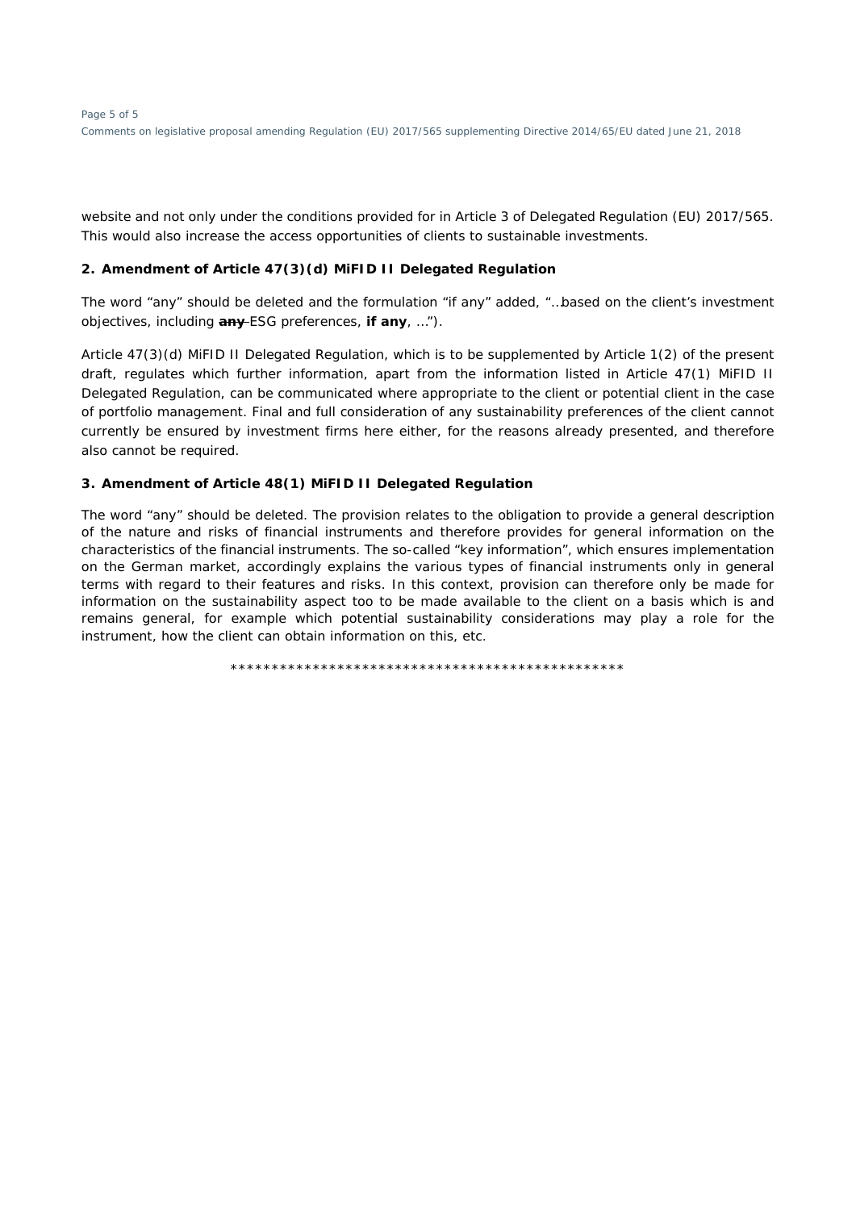website and not only under the conditions provided for in Article 3 of Delegated Regulation (EU) 2017/565. This would also increase the access opportunities of clients to sustainable investments.

**2. Amendment of Article 47(3)(d) MiFID II Delegated Regulation**

The word "any" should be deleted and the formulation "if any" added, "…based on the client's investment objectives, including ~~**any**~~ ESG preferences, **if any**, …").

Article 47(3)(d) MiFID II Delegated Regulation, which is to be supplemented by Article 1(2) of the present draft, regulates which further information, apart from the information listed in Article 47(1) MiFID II Delegated Regulation, can be communicated where appropriate to the client or potential client in the case of portfolio management. Final and full consideration of any sustainability preferences of the client cannot currently be ensured by investment firms here either, for the reasons already presented, and therefore also cannot be required.

**3. Amendment of Article 48(1) MiFID II Delegated Regulation**

The word "any" should be deleted. The provision relates to the obligation to provide a general description of the nature and risks of financial instruments and therefore provides for general information on the characteristics of the financial instruments. The so-called "key information", which ensures implementation on the German market, accordingly explains the various types of financial instruments only in general terms with regard to their features and risks. In this context, provision can therefore only be made for information on the sustainability aspect too to be made available to the client on a basis which is and remains general, for example which potential sustainability considerations may play a role for the instrument, how the client can obtain information on this, etc.

\*\*\*\*\*\*\*\*\*\*\*\*\*\*\*\*\*\*\*\*\*\*\*\*\*\*\*\*\*\*\*\*\*\*\*\*\*\*\*\*\*\*\*\*\*\*\*\*